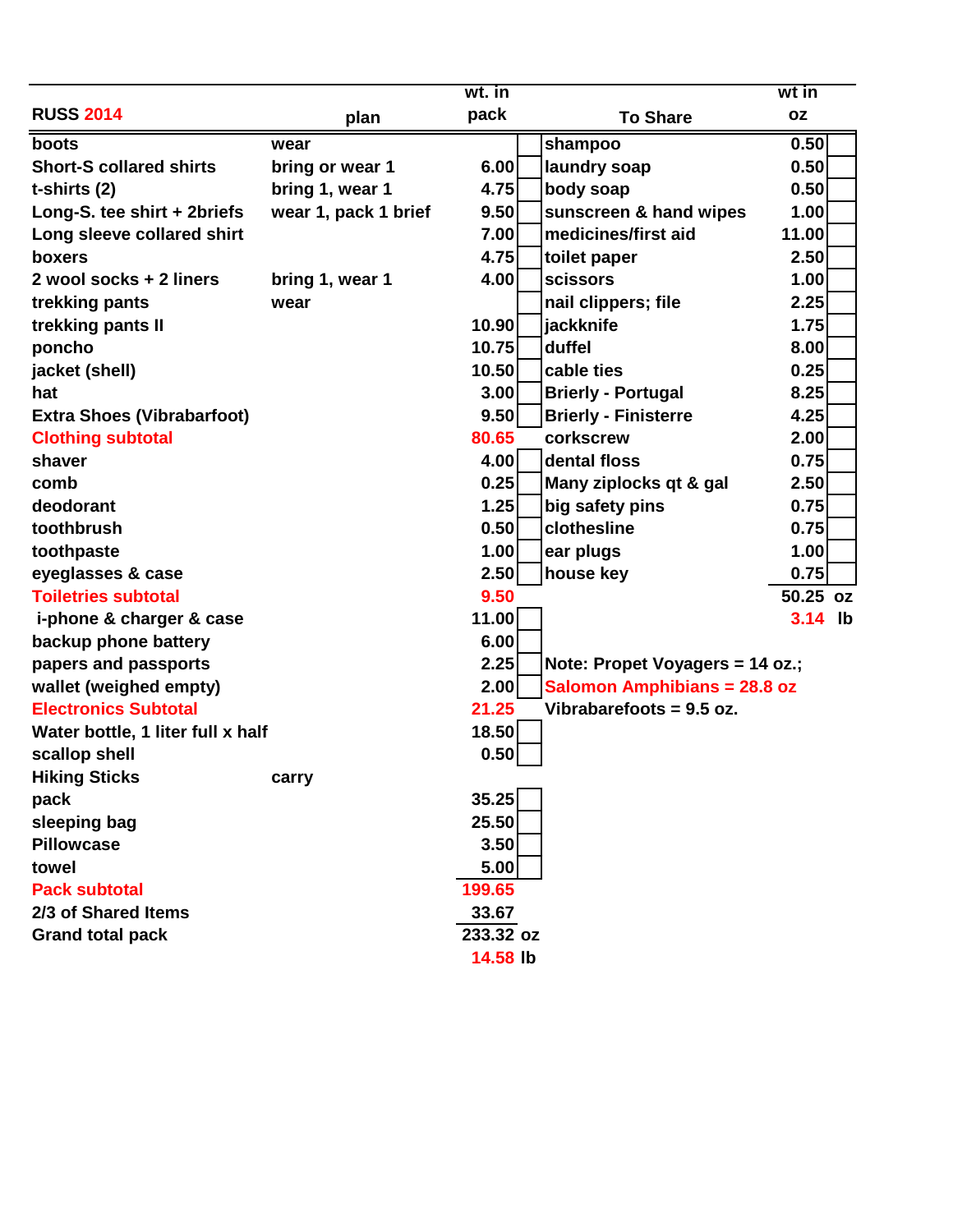| RUSS 2014 | plan | wt. in pack | To Share | wt in oz |
|---|---|---|---|---|
| boots | wear | | shampoo | 0.50 |
| Short-S collared shirts | bring or wear 1 | 6.00 | laundry soap | 0.50 |
| t-shirts (2) | bring 1, wear 1 | 4.75 | body soap | 0.50 |
| Long-S. tee shirt + 2briefs | wear 1, pack 1 brief | 9.50 | sunscreen & hand wipes | 1.00 |
| Long sleeve collared shirt | | 7.00 | medicines/first aid | 11.00 |
| boxers | | 4.75 | toilet paper | 2.50 |
| 2 wool socks + 2 liners | bring 1, wear 1 | 4.00 | scissors | 1.00 |
| trekking pants | wear | | nail clippers; file | 2.25 |
| trekking pants II | | 10.90 | jackknife | 1.75 |
| poncho | | 10.75 | duffel | 8.00 |
| jacket (shell) | | 10.50 | cable ties | 0.25 |
| hat | | 3.00 | Brierly - Portugal | 8.25 |
| Extra Shoes (Vibrabarfoot) | | 9.50 | Brierly - Finisterre | 4.25 |
| Clothing subtotal | | 80.65 | corkscrew | 2.00 |
| shaver | | 4.00 | dental floss | 0.75 |
| comb | | 0.25 | Many ziplocks qt & gal | 2.50 |
| deodorant | | 1.25 | big safety pins | 0.75 |
| toothbrush | | 0.50 | clothesline | 0.75 |
| toothpaste | | 1.00 | ear plugs | 1.00 |
| eyeglasses & case | | 2.50 | house key | 0.75 |
| Toiletries subtotal | | 9.50 | | 50.25 oz |
| i-phone & charger & case | | 11.00 | | 3.14 lb |
| backup phone battery | | 6.00 | | |
| papers and passports | | 2.25 | Note: Propet Voyagers = 14 oz.; | |
| wallet (weighed empty) | | 2.00 | Salomon Amphibians = 28.8 oz | |
| Electronics Subtotal | | 21.25 | Vibrabarefoots = 9.5 oz. | |
| Water bottle, 1 liter full x half | | 18.50 | | |
| scallop shell | | 0.50 | | |
| Hiking Sticks | carry | | | |
| pack | | 35.25 | | |
| sleeping bag | | 25.50 | | |
| Pillowcase | | 3.50 | | |
| towel | | 5.00 | | |
| Pack subtotal | | 199.65 | | |
| 2/3 of Shared Items | | 33.67 | | |
| Grand total pack | | 233.32 oz | | |
| | | 14.58 lb | | |